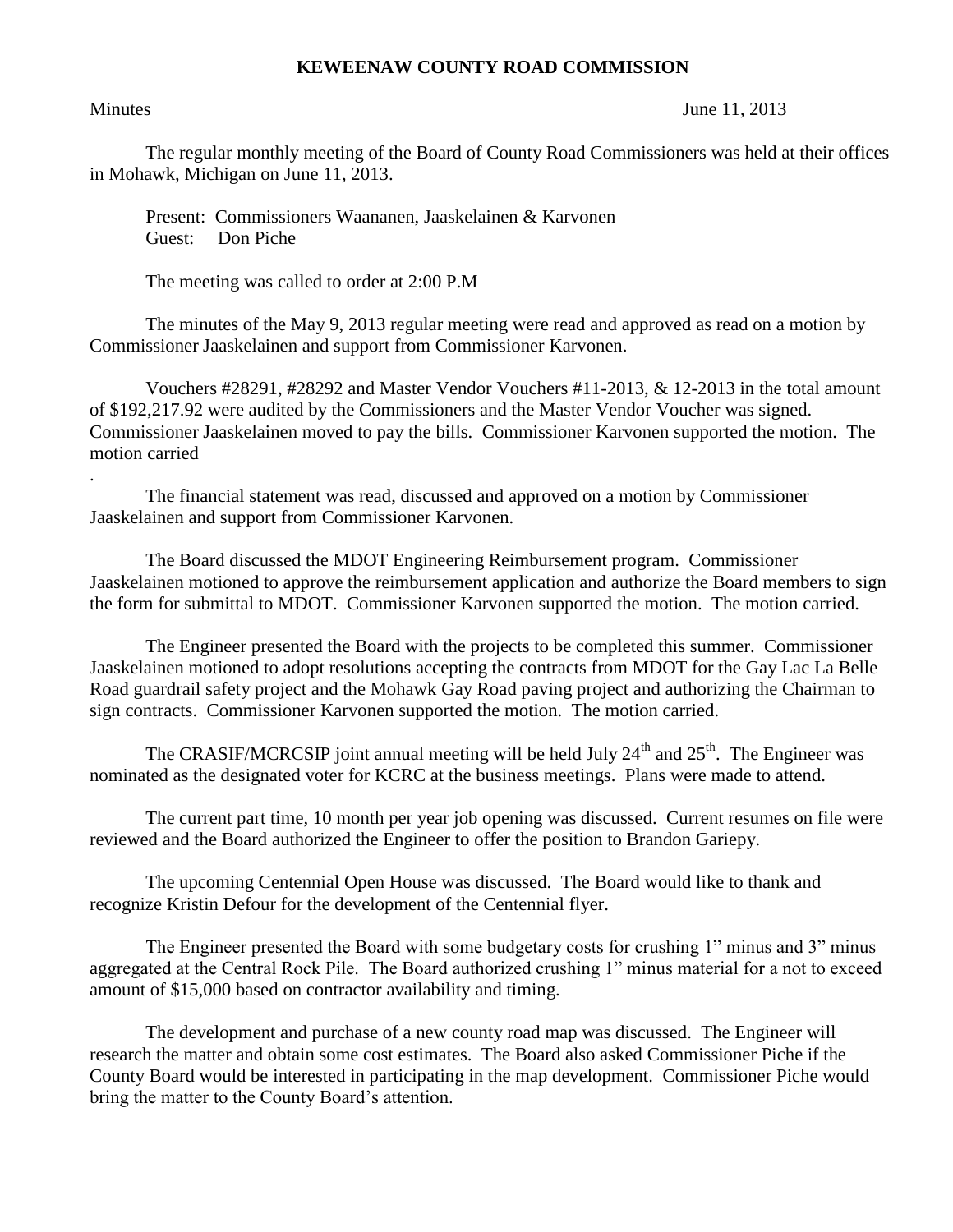# KEWEENAW COUNTY ROAD COMMISSION

Minutes June 11, 2013

The regular monthly meeting of the Board of County Road Commissioners was held at their offices in Mohawk, Michigan on June 11, 2013.

Present: Commissioners Waananen, Jaaskelainen & Karvonen
Guest: Don Piche

The meeting was called to order at 2:00 P.M

The minutes of the May 9, 2013 regular meeting were read and approved as read on a motion by Commissioner Jaaskelainen and support from Commissioner Karvonen.

Vouchers #28291, #28292 and Master Vendor Vouchers #11-2013, & 12-2013 in the total amount of $192,217.92 were audited by the Commissioners and the Master Vendor Voucher was signed. Commissioner Jaaskelainen moved to pay the bills. Commissioner Karvonen supported the motion. The motion carried
.

The financial statement was read, discussed and approved on a motion by Commissioner Jaaskelainen and support from Commissioner Karvonen.

The Board discussed the MDOT Engineering Reimbursement program. Commissioner Jaaskelainen motioned to approve the reimbursement application and authorize the Board members to sign the form for submittal to MDOT. Commissioner Karvonen supported the motion. The motion carried.

The Engineer presented the Board with the projects to be completed this summer. Commissioner Jaaskelainen motioned to adopt resolutions accepting the contracts from MDOT for the Gay Lac La Belle Road guardrail safety project and the Mohawk Gay Road paving project and authorizing the Chairman to sign contracts. Commissioner Karvonen supported the motion. The motion carried.

The CRASIF/MCRCSIP joint annual meeting will be held July 24th and 25th. The Engineer was nominated as the designated voter for KCRC at the business meetings. Plans were made to attend.

The current part time, 10 month per year job opening was discussed. Current resumes on file were reviewed and the Board authorized the Engineer to offer the position to Brandon Gariepy.

The upcoming Centennial Open House was discussed. The Board would like to thank and recognize Kristin Defour for the development of the Centennial flyer.

The Engineer presented the Board with some budgetary costs for crushing 1" minus and 3" minus aggregated at the Central Rock Pile. The Board authorized crushing 1" minus material for a not to exceed amount of $15,000 based on contractor availability and timing.

The development and purchase of a new county road map was discussed. The Engineer will research the matter and obtain some cost estimates. The Board also asked Commissioner Piche if the County Board would be interested in participating in the map development. Commissioner Piche would bring the matter to the County Board's attention.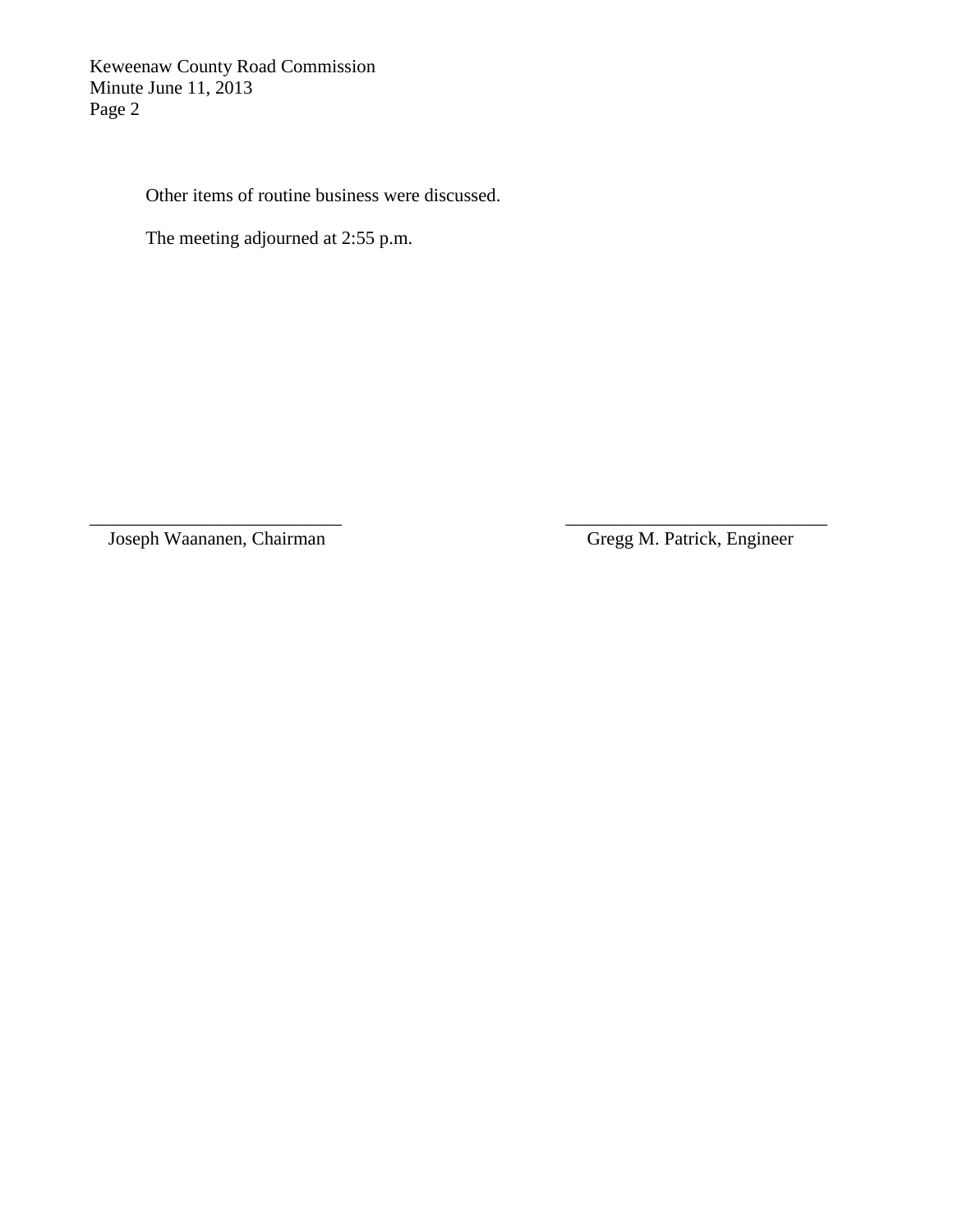Other items of routine business were discussed.

The meeting adjourned at 2:55 p.m.

\_\_\_\_\_\_\_\_\_\_\_\_\_\_\_\_\_\_\_\_\_\_\_\_\_\_\_\_
Joseph Waananen, Chairman

\_\_\_\_\_\_\_\_\_\_\_\_\_\_\_\_\_\_\_\_\_\_\_\_\_\_\_\_
Gregg M. Patrick, Engineer